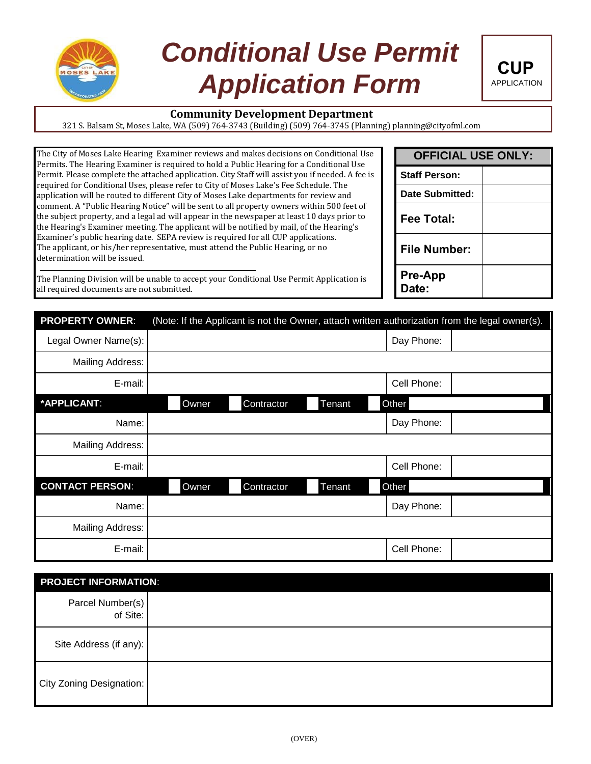# Conditional Use Permit Application Form

**CUP**
APPLICATION

**Community Development Department**

321 S. Balsam St, Moses Lake, WA (509) 764-3743 (Building) (509) 764-3745 (Planning) planning@cityofml.com

The City of Moses Lake Hearing Examiner reviews and makes decisions on Conditional Use Permits. The Hearing Examiner is required to hold a Public Hearing for a Conditional Use Permit. Please complete the attached application. City Staff will assist you if needed. A fee is required for Conditional Uses, please refer to City of Moses Lake's Fee Schedule. The application will be routed to different City of Moses Lake departments for review and comment. A "Public Hearing Notice" will be sent to all property owners within 500 feet of the subject property, and a legal ad will appear in the newspaper at least 10 days prior to the Hearing's Examiner meeting. The applicant will be notified by mail, of the Hearing's Examiner's public hearing date. SEPA review is required for all CUP applications. The applicant, or his/her representative, must attend the Public Hearing, or no determination will be issued.

The Planning Division will be unable to accept your Conditional Use Permit Application is all required documents are not submitted.

| OFFICIAL USE ONLY: | |
|---|---|
| Staff Person: | |
| Date Submitted: | |
| Fee Total: | |
| File Number: | |
| Pre-App Date: | |

| **PROPERTY OWNER**: | (Note: If the Applicant is not the Owner, attach written authorization from the legal owner(s). | | |
|---|---|---|---|
| Legal Owner Name(s): | | Day Phone: | |
| Mailing Address: | | | |
| E-mail: | | Cell Phone: | |
| ***APPLICANT**: | ☐ Owner ☐ Contractor ☐ Tenant ☐ Other | | |
| Name: | | Day Phone: | |
| Mailing Address: | | | |
| E-mail: | | Cell Phone: | |
| **CONTACT PERSON**: | ☐ Owner ☐ Contractor ☐ Tenant ☐ Other | | |
| Name: | | Day Phone: | |
| Mailing Address: | | | |
| E-mail: | | Cell Phone: | |

| **PROJECT INFORMATION**: | |
|---|---|
| Parcel Number(s) of Site: | |
| Site Address (if any): | |
| City Zoning Designation: | |

(OVER)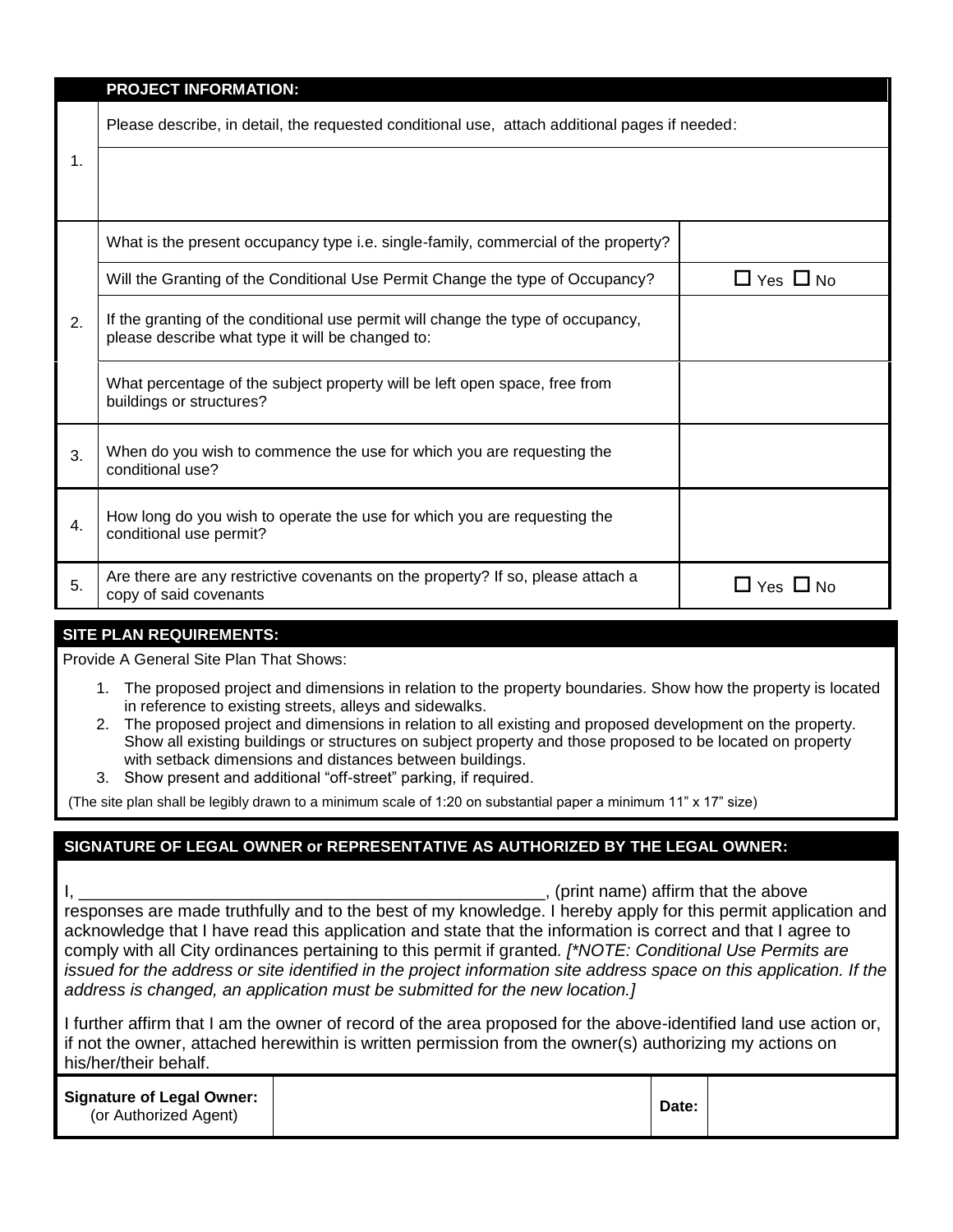## PROJECT INFORMATION:

| | | |
|---|---|---|
| 1. | Please describe, in detail, the requested conditional use, attach additional pages if needed: | |
| | | |
| 2. | What is the present occupancy type i.e. single-family, commercial of the property? | |
| | Will the Granting of the Conditional Use Permit Change the type of Occupancy? | ☐ Yes ☐ No |
| | If the granting of the conditional use permit will change the type of occupancy, please describe what type it will be changed to: | |
| | What percentage of the subject property will be left open space, free from buildings or structures? | |
| 3. | When do you wish to commence the use for which you are requesting the conditional use? | |
| 4. | How long do you wish to operate the use for which you are requesting the conditional use permit? | |
| 5. | Are there are any restrictive covenants on the property? If so, please attach a copy of said covenants | ☐ Yes ☐ No |

## SITE PLAN REQUIREMENTS:

Provide A General Site Plan That Shows:

1. The proposed project and dimensions in relation to the property boundaries. Show how the property is located in reference to existing streets, alleys and sidewalks.
2. The proposed project and dimensions in relation to all existing and proposed development on the property. Show all existing buildings or structures on subject property and those proposed to be located on property with setback dimensions and distances between buildings.
3. Show present and additional "off-street" parking, if required.

(The site plan shall be legibly drawn to a minimum scale of 1:20 on substantial paper a minimum 11" x 17" size)

## SIGNATURE OF LEGAL OWNER or REPRESENTATIVE AS AUTHORIZED BY THE LEGAL OWNER:

I, ____________________________________________________, (print name) affirm that the above responses are made truthfully and to the best of my knowledge. I hereby apply for this permit application and acknowledge that I have read this application and state that the information is correct and that I agree to comply with all City ordinances pertaining to this permit if granted. *[*NOTE: Conditional Use Permits are issued for the address or site identified in the project information site address space on this application. If the address is changed, an application must be submitted for the new location.]*

I further affirm that I am the owner of record of the area proposed for the above-identified land use action or, if not the owner, attached herewithin is written permission from the owner(s) authorizing my actions on his/her/their behalf.

| | | | |
|---|---|---|---|
| **Signature of Legal Owner:** (or Authorized Agent) | | **Date:** | |